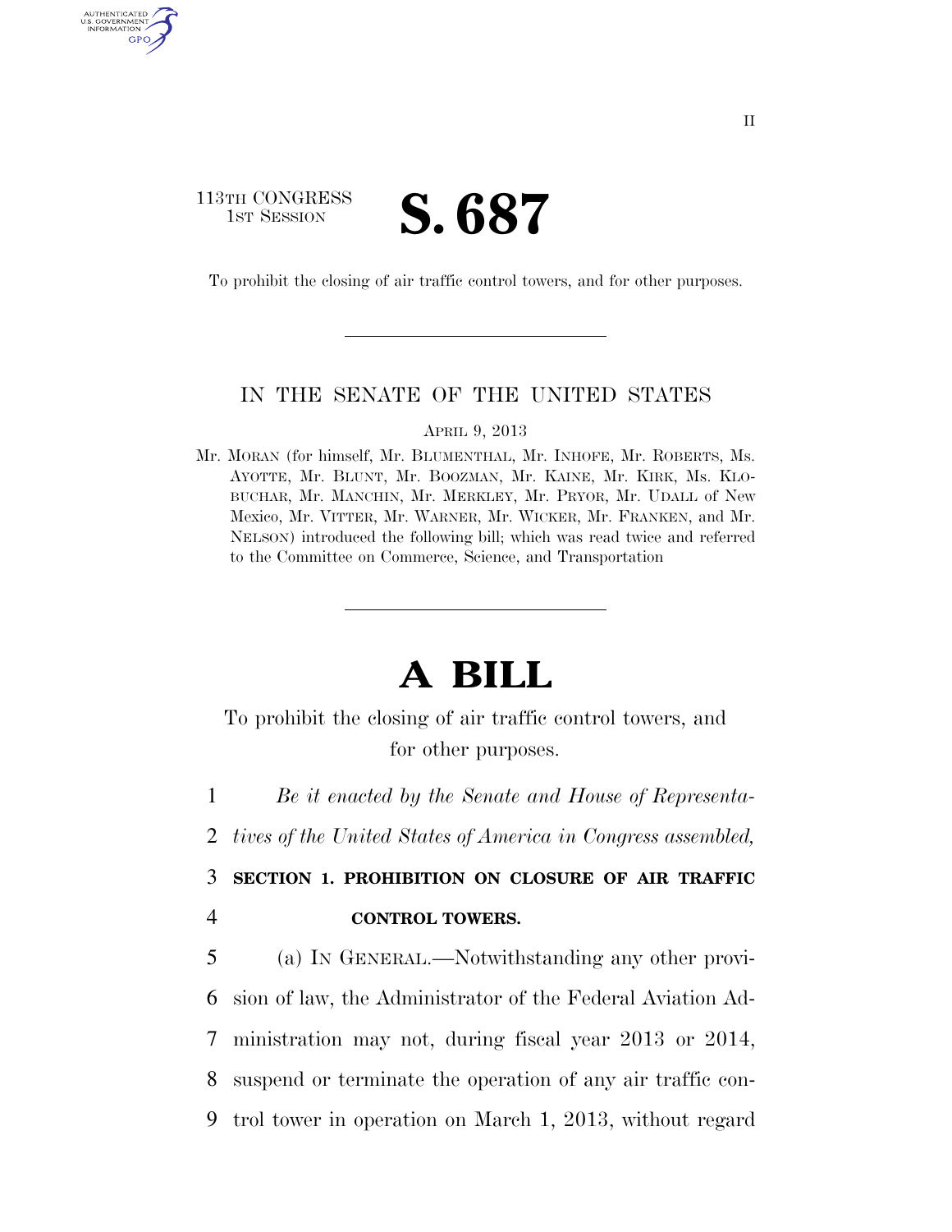113TH CONGRESS
1ST SESSION

# S. 687

To prohibit the closing of air traffic control towers, and for other purposes.

---

IN THE SENATE OF THE UNITED STATES

APRIL 9, 2013

Mr. MORAN (for himself, Mr. BLUMENTHAL, Mr. INHOFE, Mr. ROBERTS, Ms. AYOTTE, Mr. BLUNT, Mr. BOOZMAN, Mr. KAINE, Mr. KIRK, Ms. KLOBUCHAR, Mr. MANCHIN, Mr. MERKLEY, Mr. PRYOR, Mr. UDALL of New Mexico, Mr. VITTER, Mr. WARNER, Mr. WICKER, Mr. FRANKEN, and Mr. NELSON) introduced the following bill; which was read twice and referred to the Committee on Commerce, Science, and Transportation

---

# A BILL

To prohibit the closing of air traffic control towers, and for other purposes.

1 *Be it enacted by the Senate and House of Representa-*
2 *tives of the United States of America in Congress assembled,*

3 **SECTION 1. PROHIBITION ON CLOSURE OF AIR TRAFFIC**
4 **CONTROL TOWERS.**

5 (a) IN GENERAL.—Notwithstanding any other provi-
6 sion of law, the Administrator of the Federal Aviation Ad-
7 ministration may not, during fiscal year 2013 or 2014,
8 suspend or terminate the operation of any air traffic con-
9 trol tower in operation on March 1, 2013, without regard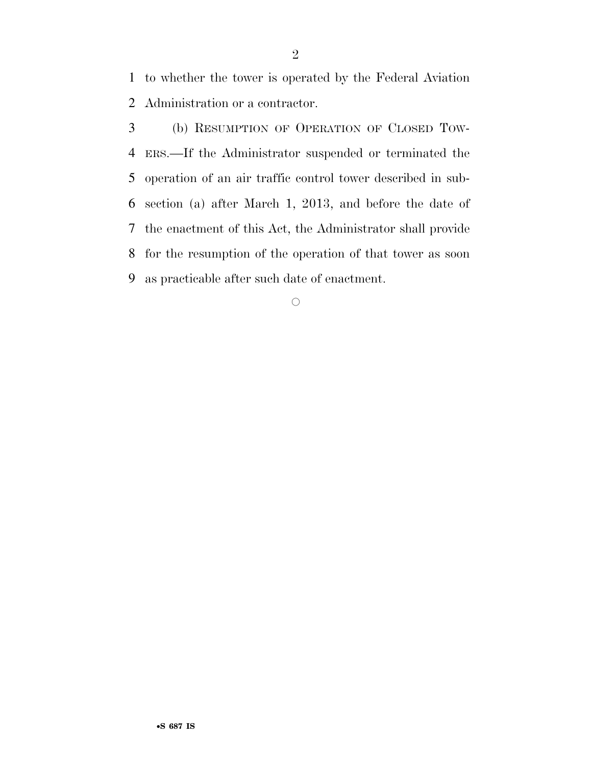to whether the tower is operated by the Federal Aviation Administration or a contractor.

(b) RESUMPTION OF OPERATION OF CLOSED TOWERS.—If the Administrator suspended or terminated the operation of an air traffic control tower described in subsection (a) after March 1, 2013, and before the date of the enactment of this Act, the Administrator shall provide for the resumption of the operation of that tower as soon as practicable after such date of enactment.

○